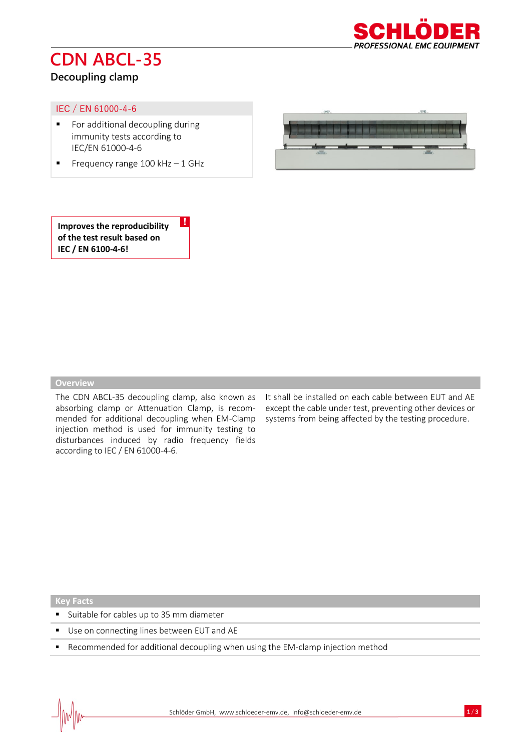# CDN ABCL-35

## Decoupling clamp

**IEC / EN 61000-4-6**

- For additional decoupling during immunity tests according to IEC/EN 61000-4-6
- Frequency range 100 kHz – 1 GHz

**Improves the reproducibility of the test result based on IEC / EN 6100-4-6!**

## Overview

The CDN ABCL-35 decoupling clamp, also known as absorbing clamp or Attenuation Clamp, is recommended for additional decoupling when EM-Clamp injection method is used for immunity testing to disturbances induced by radio frequency fields according to IEC / EN 61000-4-6.

It shall be installed on each cable between EUT and AE except the cable under test, preventing other devices or systems from being affected by the testing procedure.

## Key Facts

- Suitable for cables up to 35 mm diameter
- Use on connecting lines between EUT and AE
- Recommended for additional decoupling when using the EM-clamp injection method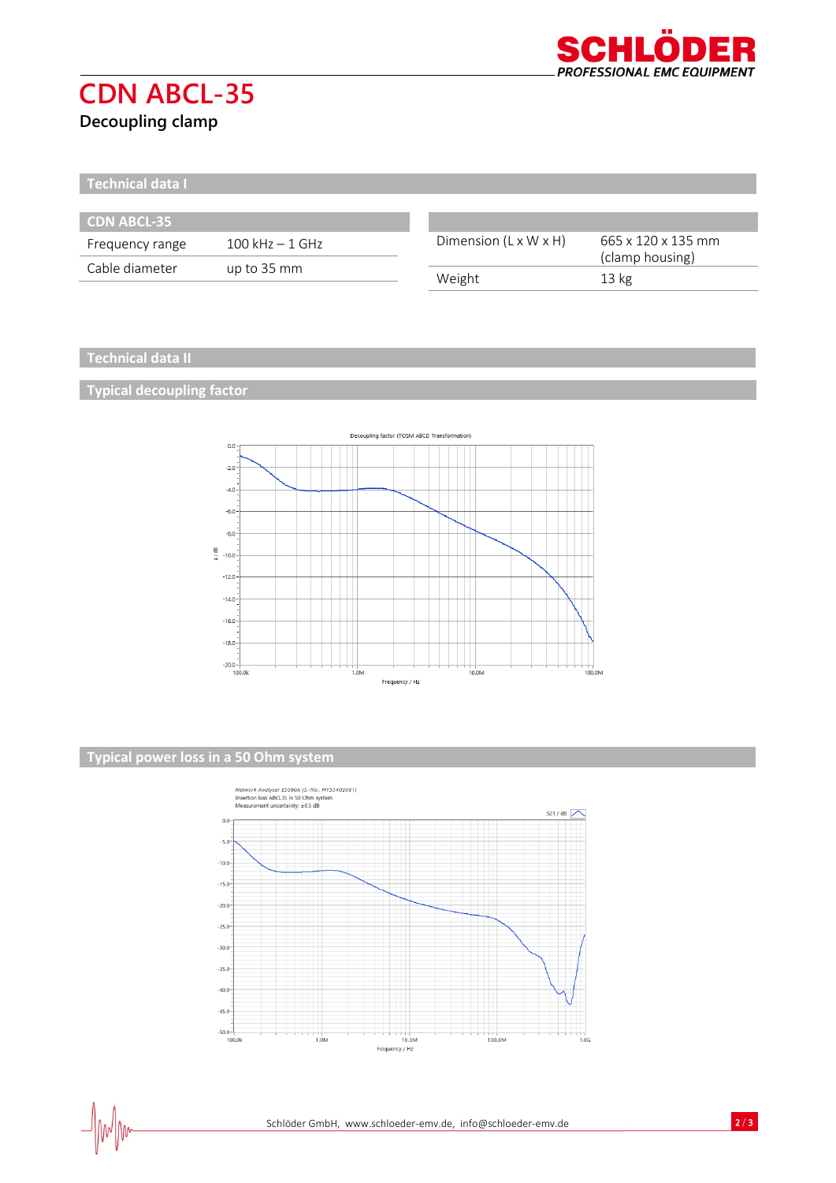# CDN ABCL-35

**Decoupling clamp**

## Technical data I

| CDN ABCL-35 | |
|---|---|
| Frequency range | 100 kHz – 1 GHz |
| Cable diameter | up to 35 mm |

| | |
|---|---|
| Dimension (L x W x H) | 665 x 120 x 135 mm (clamp housing) |
| Weight | 13 kg |

## Technical data II

### Typical decoupling factor

Decoupling factor (TOSM ABCD Transformation)

### Typical power loss in a 50 Ohm system

Network Analyser E5080A (S.-No.: MY55402081)
Insertion loss ABCL35 in 50 Ohm system
Measurement uncertainty: ±0.5 dB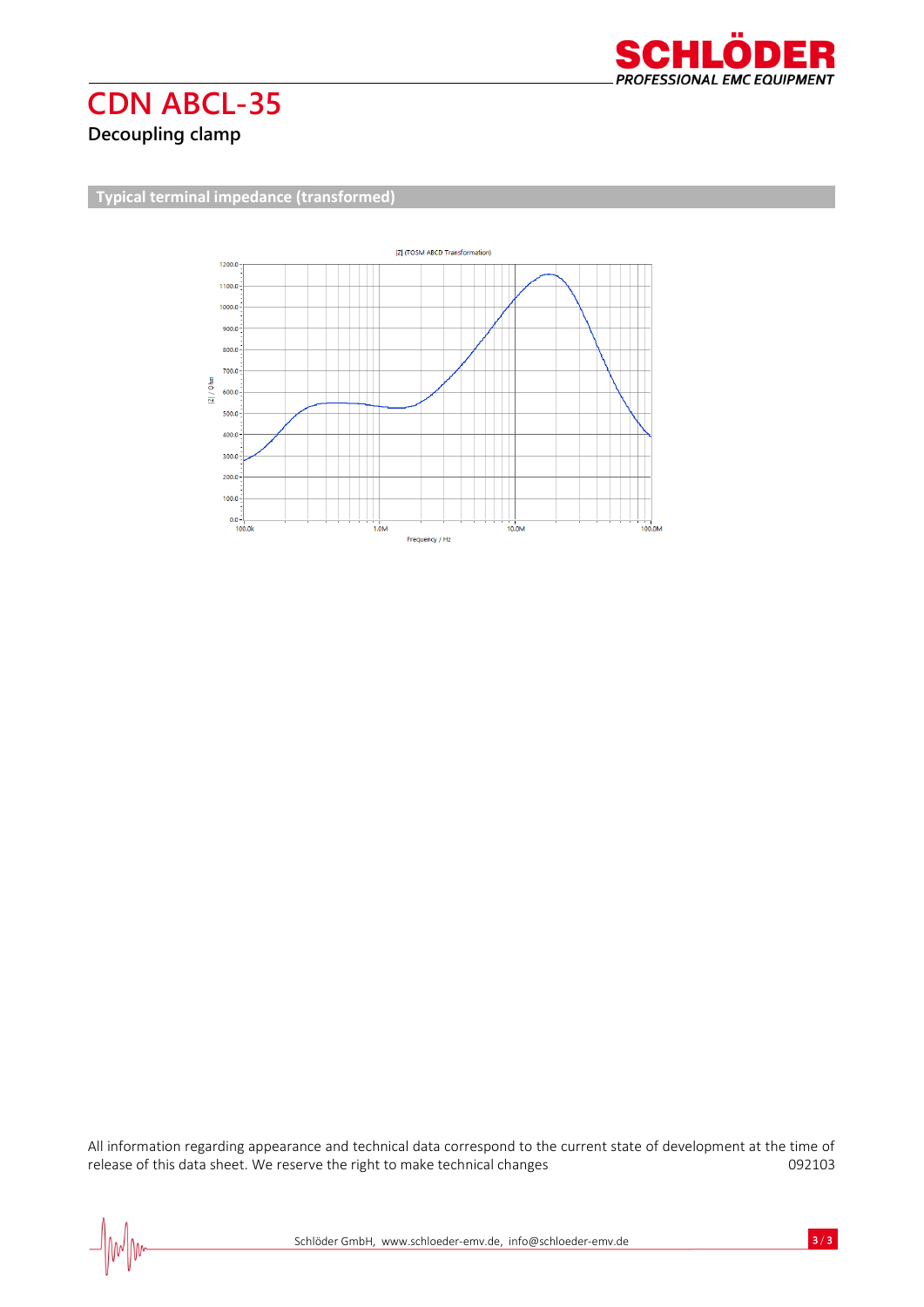# CDN ABCL-35

**Decoupling clamp**

## Typical terminal impedance (transformed)

|Z| (TOSM ABCD Transformation)

1200.0
1100.0
1000.0
900.0
800.0
700.0
600.0
500.0
400.0
300.0
200.0
100.0
0.0

|Z| / Ohm

100.0k
1.0M
10.0M
100.0M

Frequency / Hz

All information regarding appearance and technical data correspond to the current state of development at the time of release of this data sheet. We reserve the right to make technical changes 092103

Schlöder GmbH, www.schloeder-emv.de, info@schloeder-emv.de